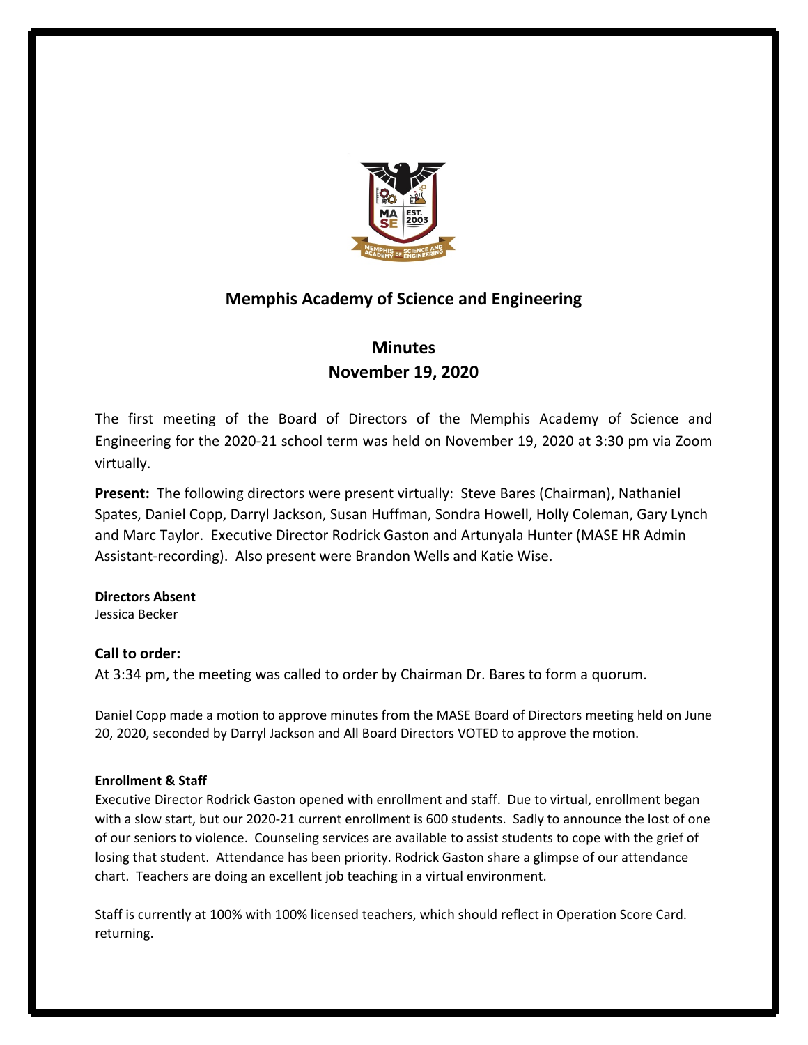## Memphis Academy of Science and Engineering

## Minutes
## November 19, 2020

The first meeting of the Board of Directors of the Memphis Academy of Science and Engineering for the 2020-21 school term was held on November 19, 2020 at 3:30 pm via Zoom virtually.

**Present:** The following directors were present virtually: Steve Bares (Chairman), Nathaniel Spates, Daniel Copp, Darryl Jackson, Susan Huffman, Sondra Howell, Holly Coleman, Gary Lynch and Marc Taylor. Executive Director Rodrick Gaston and Artunyala Hunter (MASE HR Admin Assistant-recording). Also present were Brandon Wells and Katie Wise.

**Directors Absent**
Jessica Becker

### Call to order:

At 3:34 pm, the meeting was called to order by Chairman Dr. Bares to form a quorum.

Daniel Copp made a motion to approve minutes from the MASE Board of Directors meeting held on June 20, 2020, seconded by Darryl Jackson and All Board Directors VOTED to approve the motion.

**Enrollment & Staff**

Executive Director Rodrick Gaston opened with enrollment and staff. Due to virtual, enrollment began with a slow start, but our 2020-21 current enrollment is 600 students. Sadly to announce the lost of one of our seniors to violence. Counseling services are available to assist students to cope with the grief of losing that student. Attendance has been priority. Rodrick Gaston share a glimpse of our attendance chart. Teachers are doing an excellent job teaching in a virtual environment.

Staff is currently at 100% with 100% licensed teachers, which should reflect in Operation Score Card. returning.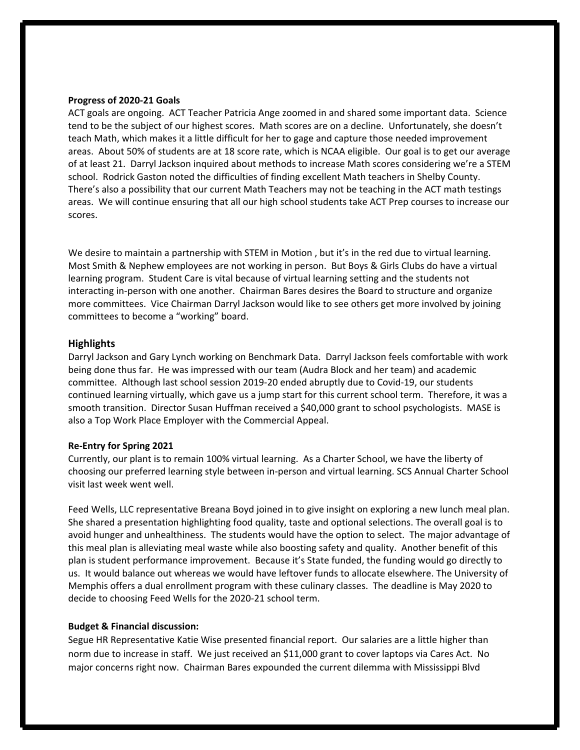**Progress of 2020-21 Goals**

ACT goals are ongoing. ACT Teacher Patricia Ange zoomed in and shared some important data. Science tend to be the subject of our highest scores. Math scores are on a decline. Unfortunately, she doesn't teach Math, which makes it a little difficult for her to gage and capture those needed improvement areas. About 50% of students are at 18 score rate, which is NCAA eligible. Our goal is to get our average of at least 21. Darryl Jackson inquired about methods to increase Math scores considering we're a STEM school. Rodrick Gaston noted the difficulties of finding excellent Math teachers in Shelby County. There's also a possibility that our current Math Teachers may not be teaching in the ACT math testings areas. We will continue ensuring that all our high school students take ACT Prep courses to increase our scores.

We desire to maintain a partnership with STEM in Motion , but it's in the red due to virtual learning. Most Smith & Nephew employees are not working in person. But Boys & Girls Clubs do have a virtual learning program. Student Care is vital because of virtual learning setting and the students not interacting in-person with one another. Chairman Bares desires the Board to structure and organize more committees. Vice Chairman Darryl Jackson would like to see others get more involved by joining committees to become a "working" board.

## Highlights

Darryl Jackson and Gary Lynch working on Benchmark Data. Darryl Jackson feels comfortable with work being done thus far. He was impressed with our team (Audra Block and her team) and academic committee. Although last school session 2019-20 ended abruptly due to Covid-19, our students continued learning virtually, which gave us a jump start for this current school term. Therefore, it was a smooth transition. Director Susan Huffman received a $40,000 grant to school psychologists. MASE is also a Top Work Place Employer with the Commercial Appeal.

**Re-Entry for Spring 2021**

Currently, our plant is to remain 100% virtual learning. As a Charter School, we have the liberty of choosing our preferred learning style between in-person and virtual learning. SCS Annual Charter School visit last week went well.

Feed Wells, LLC representative Breana Boyd joined in to give insight on exploring a new lunch meal plan. She shared a presentation highlighting food quality, taste and optional selections. The overall goal is to avoid hunger and unhealthiness. The students would have the option to select. The major advantage of this meal plan is alleviating meal waste while also boosting safety and quality. Another benefit of this plan is student performance improvement. Because it's State funded, the funding would go directly to us. It would balance out whereas we would have leftover funds to allocate elsewhere. The University of Memphis offers a dual enrollment program with these culinary classes. The deadline is May 2020 to decide to choosing Feed Wells for the 2020-21 school term.

**Budget & Financial discussion:**

Segue HR Representative Katie Wise presented financial report. Our salaries are a little higher than norm due to increase in staff. We just received an $11,000 grant to cover laptops via Cares Act. No major concerns right now. Chairman Bares expounded the current dilemma with Mississippi Blvd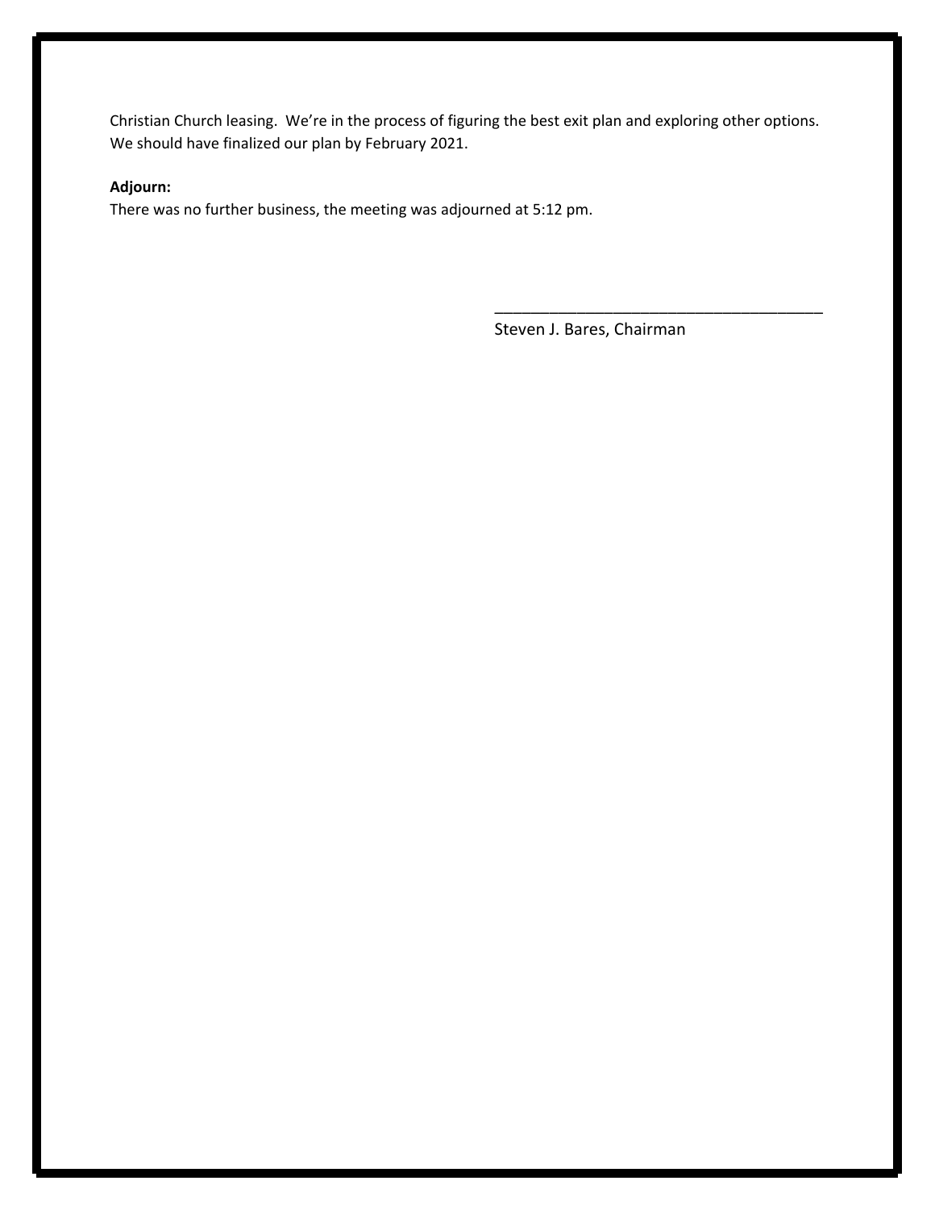Christian Church leasing. We're in the process of figuring the best exit plan and exploring other options. We should have finalized our plan by February 2021.

**Adjourn:**

There was no further business, the meeting was adjourned at 5:12 pm.

_______________________________________

Steven J. Bares, Chairman